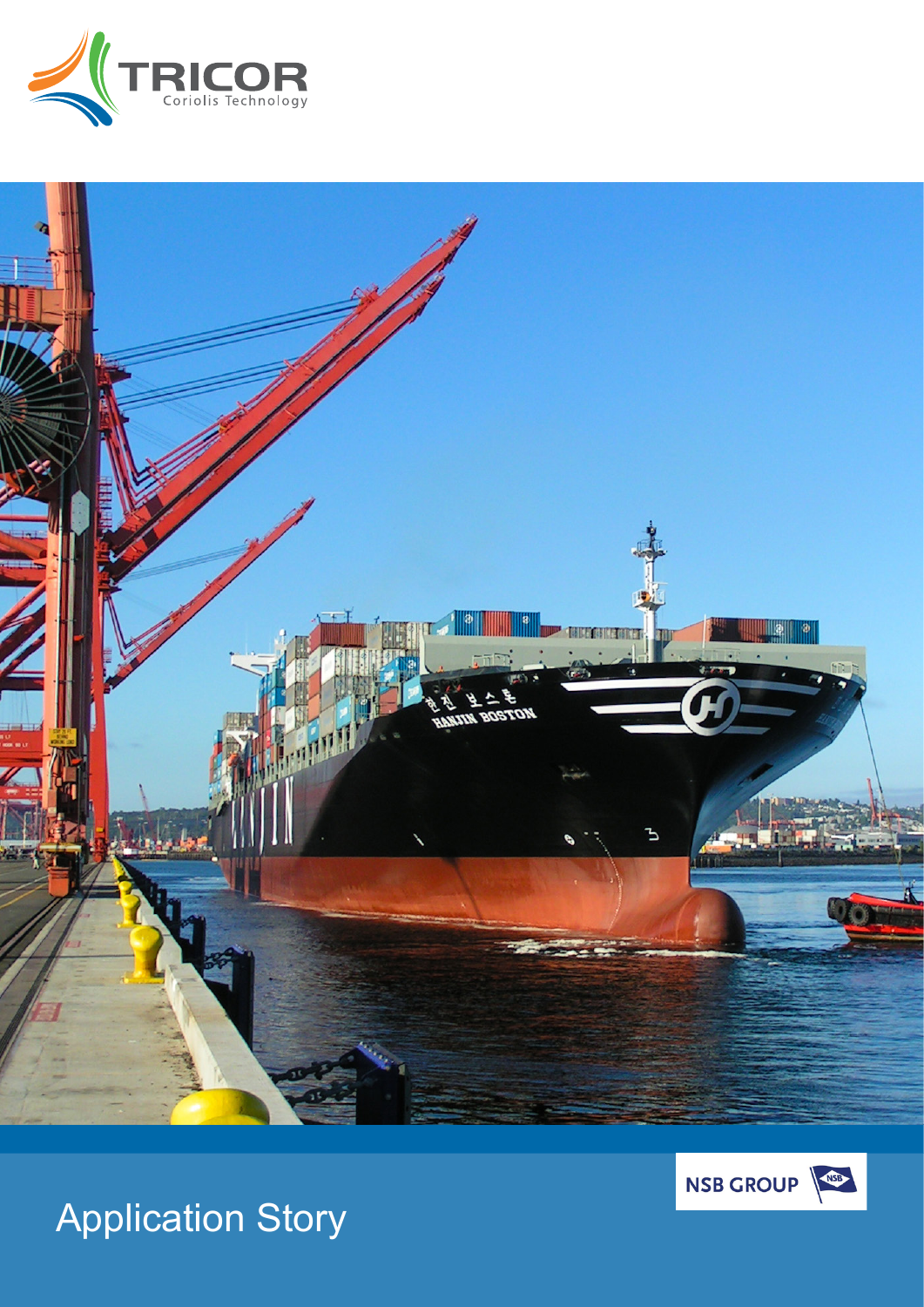TRICOR

Coriolis Technology

NSB GROUP

# Application Story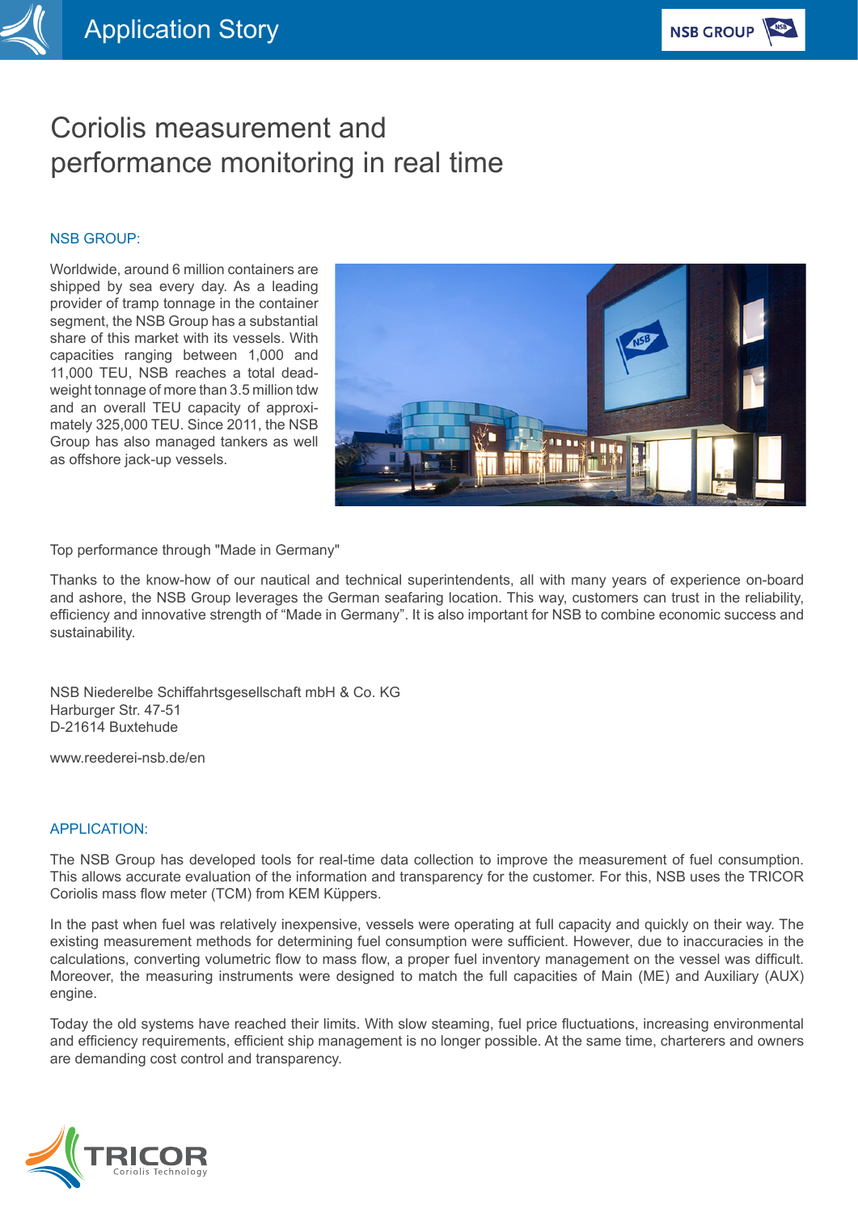# Coriolis measurement and performance monitoring in real time

## NSB GROUP:

Worldwide, around 6 million containers are shipped by sea every day. As a leading provider of tramp tonnage in the container segment, the NSB Group has a substantial share of this market with its vessels. With capacities ranging between 1,000 and 11,000 TEU, NSB reaches a total deadweight tonnage of more than 3.5 million tdw and an overall TEU capacity of approximately 325,000 TEU. Since 2011, the NSB Group has also managed tankers as well as offshore jack-up vessels.

Top performance through "Made in Germany"

Thanks to the know-how of our nautical and technical superintendents, all with many years of experience on-board and ashore, the NSB Group leverages the German seafaring location. This way, customers can trust in the reliability, efficiency and innovative strength of “Made in Germany”. It is also important for NSB to combine economic success and sustainability.

NSB Niederelbe Schiffahrtsgesellschaft mbH & Co. KG
Harburger Str. 47-51
D-21614 Buxtehude

www.reederei-nsb.de/en

## APPLICATION:

The NSB Group has developed tools for real-time data collection to improve the measurement of fuel consumption. This allows accurate evaluation of the information and transparency for the customer. For this, NSB uses the TRICOR Coriolis mass flow meter (TCM) from KEM Küppers.

In the past when fuel was relatively inexpensive, vessels were operating at full capacity and quickly on their way. The existing measurement methods for determining fuel consumption were sufficient. However, due to inaccuracies in the calculations, converting volumetric flow to mass flow, a proper fuel inventory management on the vessel was difficult. Moreover, the measuring instruments were designed to match the full capacities of Main (ME) and Auxiliary (AUX) engine.

Today the old systems have reached their limits. With slow steaming, fuel price fluctuations, increasing environmental and efficiency requirements, efficient ship management is no longer possible. At the same time, charterers and owners are demanding cost control and transparency.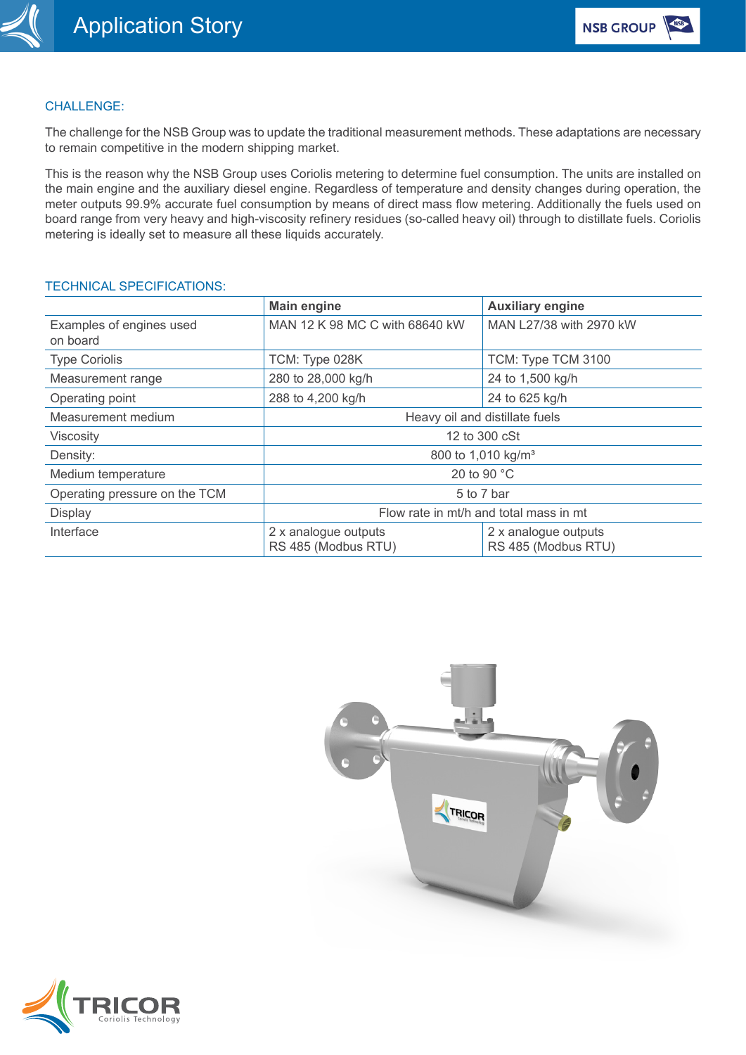## CHALLENGE:

The challenge for the NSB Group was to update the traditional measurement methods. These adaptations are necessary to remain competitive in the modern shipping market.

This is the reason why the NSB Group uses Coriolis metering to determine fuel consumption. The units are installed on the main engine and the auxiliary diesel engine. Regardless of temperature and density changes during operation, the meter outputs 99.9% accurate fuel consumption by means of direct mass flow metering. Additionally the fuels used on board range from very heavy and high-viscosity refinery residues (so-called heavy oil) through to distillate fuels. Coriolis metering is ideally set to measure all these liquids accurately.

## TECHNICAL SPECIFICATIONS:

| | **Main engine** | **Auxiliary engine** |
|---|---|---|
| Examples of engines used on board | MAN 12 K 98 MC C with 68640 kW | MAN L27/38 with 2970 kW |
| Type Coriolis | TCM: Type 028K | TCM: Type TCM 3100 |
| Measurement range | 280 to 28,000 kg/h | 24 to 1,500 kg/h |
| Operating point | 288 to 4,200 kg/h | 24 to 625 kg/h |
| Measurement medium | Heavy oil and distillate fuels | |
| Viscosity | 12 to 300 cSt | |
| Density: | 800 to 1,010 kg/m³ | |
| Medium temperature | 20 to 90 °C | |
| Operating pressure on the TCM | 5 to 7 bar | |
| Display | Flow rate in mt/h and total mass in mt | |
| Interface | 2 x analogue outputs RS 485 (Modbus RTU) | 2 x analogue outputs RS 485 (Modbus RTU) |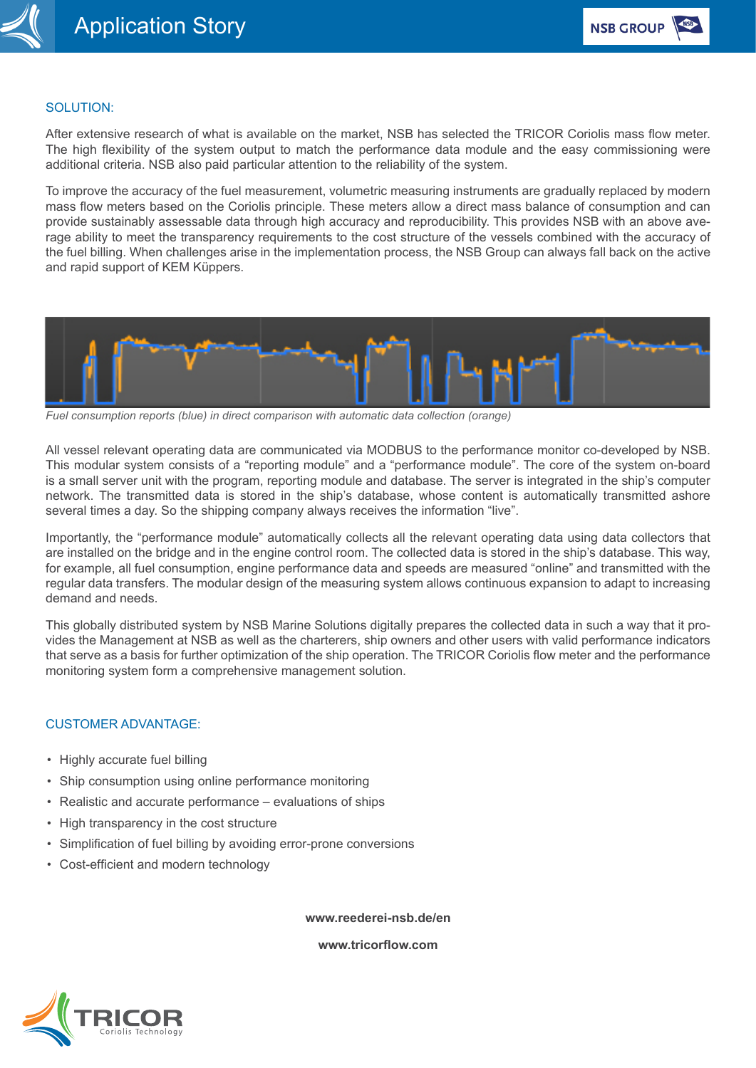## SOLUTION:

After extensive research of what is available on the market, NSB has selected the TRICOR Coriolis mass flow meter. The high flexibility of the system output to match the performance data module and the easy commissioning were additional criteria. NSB also paid particular attention to the reliability of the system.

To improve the accuracy of the fuel measurement, volumetric measuring instruments are gradually replaced by modern mass flow meters based on the Coriolis principle. These meters allow a direct mass balance of consumption and can provide sustainably assessable data through high accuracy and reproducibility. This provides NSB with an above average ability to meet the transparency requirements to the cost structure of the vessels combined with the accuracy of the fuel billing. When challenges arise in the implementation process, the NSB Group can always fall back on the active and rapid support of KEM Küppers.

*Fuel consumption reports (blue) in direct comparison with automatic data collection (orange)*

All vessel relevant operating data are communicated via MODBUS to the performance monitor co-developed by NSB. This modular system consists of a “reporting module” and a “performance module”. The core of the system on-board is a small server unit with the program, reporting module and database. The server is integrated in the ship’s computer network. The transmitted data is stored in the ship’s database, whose content is automatically transmitted ashore several times a day. So the shipping company always receives the information “live”.

Importantly, the “performance module” automatically collects all the relevant operating data using data collectors that are installed on the bridge and in the engine control room. The collected data is stored in the ship’s database. This way, for example, all fuel consumption, engine performance data and speeds are measured “online” and transmitted with the regular data transfers. The modular design of the measuring system allows continuous expansion to adapt to increasing demand and needs.

This globally distributed system by NSB Marine Solutions digitally prepares the collected data in such a way that it provides the Management at NSB as well as the charterers, ship owners and other users with valid performance indicators that serve as a basis for further optimization of the ship operation. The TRICOR Coriolis flow meter and the performance monitoring system form a comprehensive management solution.

## CUSTOMER ADVANTAGE:

- Highly accurate fuel billing
- Ship consumption using online performance monitoring
- Realistic and accurate performance – evaluations of ships
- High transparency in the cost structure
- Simplification of fuel billing by avoiding error-prone conversions
- Cost-efficient and modern technology

**www.reederei-nsb.de/en**

**www.tricorflow.com**